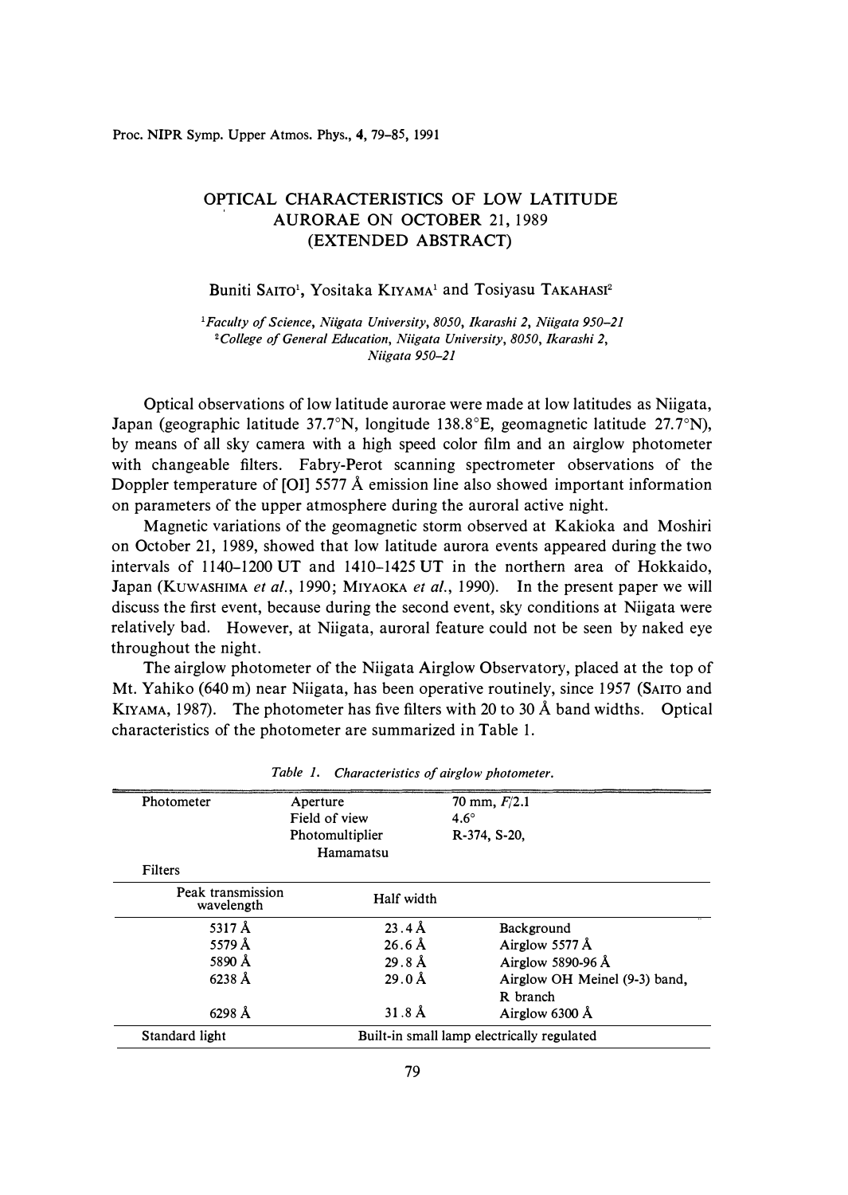# OPTICAL CHARACTERISTICS OF LOW LATITUDE AURORAE ON OCTOBER 21, 1989 (EXTENDED ABSTRACT)

Buniti SAITO[1], Yositaka KIYAMA[1] and Tosiyasu TAKAHASI[2]

[1] *Faculty of Science, Niigata University, 8050, Ikarashi 2, Niigata 950-21*
[2] *College of General Education, Niigata University, 8050, Ikarashi 2, Niigata 950-21*

Optical observations of low latitude aurorae were made at low latitudes as Niigata, Japan (geographic latitude 37.7°N, longitude 138.8°E, geomagnetic latitude 27.7°N), by means of all sky camera with a high speed color film and an airglow photometer with changeable filters. Fabry-Perot scanning spectrometer observations of the Doppler temperature of [OI] 5577 Å emission line also showed important information on parameters of the upper atmosphere during the auroral active night.

Magnetic variations of the geomagnetic storm observed at Kakioka and Moshiri on October 21, 1989, showed that low latitude aurora events appeared during the two intervals of 1140-1200 UT and 1410-1425 UT in the northern area of Hokkaido, Japan (KUWASHIMA *et al.*, 1990; MIYAOKA *et al.*, 1990). In the present paper we will discuss the first event, because during the second event, sky conditions at Niigata were relatively bad. However, at Niigata, auroral feature could not be seen by naked eye throughout the night.

The airglow photometer of the Niigata Airglow Observatory, placed at the top of Mt. Yahiko (640 m) near Niigata, has been operative routinely, since 1957 (SAITO and KIYAMA, 1987). The photometer has five filters with 20 to 30 Å band widths. Optical characteristics of the photometer are summarized in Table 1.

*Table 1. Characteristics of airglow photometer.*

| Photometer | Aperture | 70 mm, $F/2.1$ |
|---|---|---|
| | Field of view | 4.6° |
| | Photomultiplier Hamamatsu | R-374, S-20, |
| Filters | | |
| Peak transmission wavelength | Half width | |
| 5317 Å | 23.4 Å | Background |
| 5579 Å | 26.6 Å | Airglow 5577 Å |
| 5890 Å | 29.8 Å | Airglow 5890-96 Å |
| 6238 Å | 29.0 Å | Airglow OH Meinel (9-3) band, R branch |
| 6298 Å | 31.8 Å | Airglow 6300 Å |
| Standard light | Built-in small lamp electrically regulated | |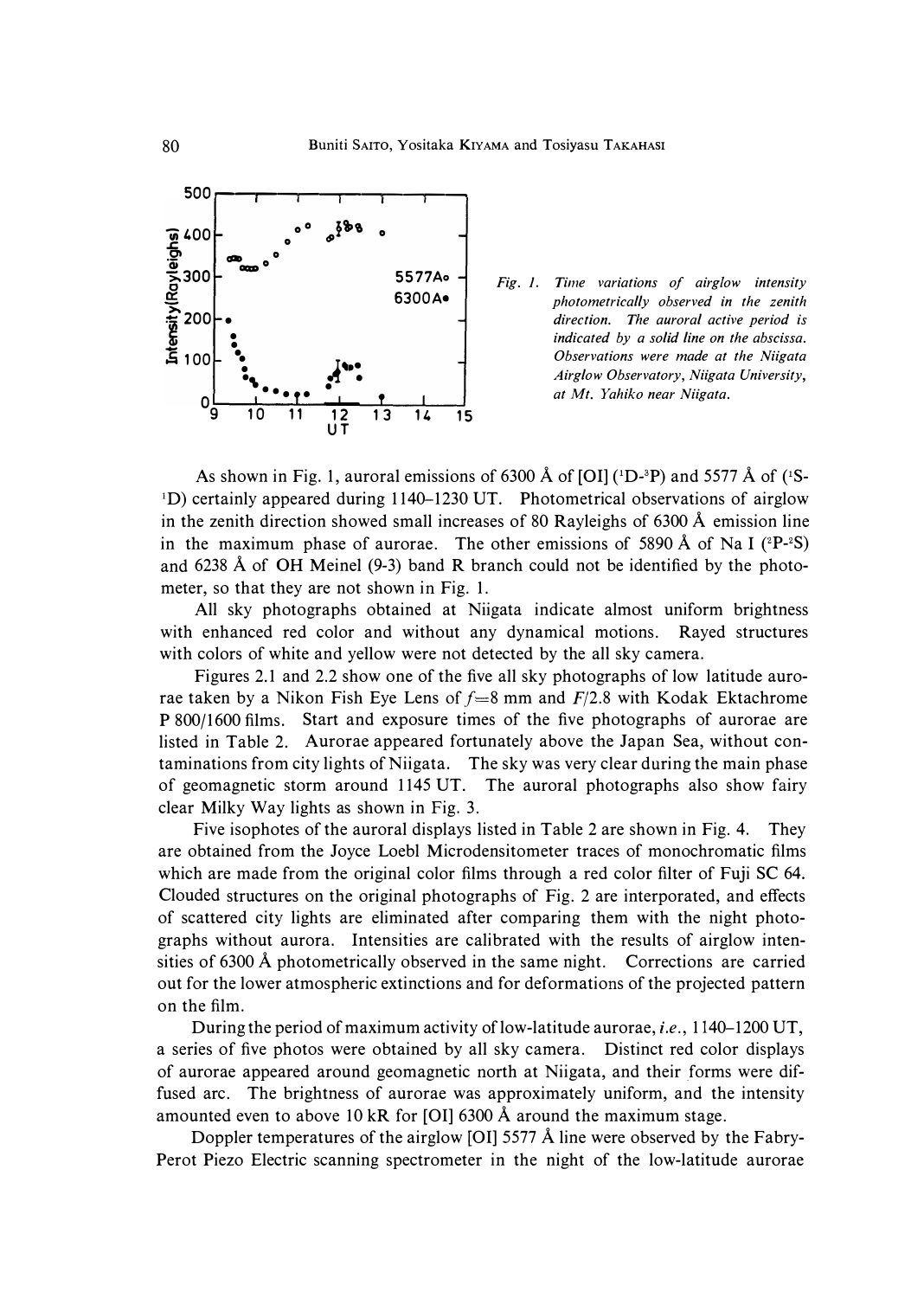*Fig. 1. Time variations of airglow intensity photometrically observed in the zenith direction. The auroral active period is indicated by a solid line on the abscissa. Observations were made at the Niigata Airglow Observatory, Niigata University, at Mt. Yahiko near Niigata.*

As shown in Fig. 1, auroral emissions of 6300 Å of [OI] ($^1D$-$^3P$) and 5577 Å of ($^1S$-$^1D$) certainly appeared during 1140–1230 UT. Photometrical observations of airglow in the zenith direction showed small increases of 80 Rayleighs of 6300 Å emission line in the maximum phase of aurorae. The other emissions of 5890 Å of Na I ($^2P$-$^2S$) and 6238 Å of OH Meinel (9-3) band R branch could not be identified by the photometer, so that they are not shown in Fig. 1.

All sky photographs obtained at Niigata indicate almost uniform brightness with enhanced red color and without any dynamical motions. Rayed structures with colors of white and yellow were not detected by the all sky camera.

Figures 2.1 and 2.2 show one of the five all sky photographs of low latitude aurorae taken by a Nikon Fish Eye Lens of $f$=8 mm and $F$/2.8 with Kodak Ektachrome P 800/1600 films. Start and exposure times of the five photographs of aurorae are listed in Table 2. Aurorae appeared fortunately above the Japan Sea, without contaminations from city lights of Niigata. The sky was very clear during the main phase of geomagnetic storm around 1145 UT. The auroral photographs also show fairy clear Milky Way lights as shown in Fig. 3.

Five isophotes of the auroral displays listed in Table 2 are shown in Fig. 4. They are obtained from the Joyce Loebl Microdensitometer traces of monochromatic films which are made from the original color films through a red color filter of Fuji SC 64. Clouded structures on the original photographs of Fig. 2 are interporated, and effects of scattered city lights are eliminated after comparing them with the night photographs without aurora. Intensities are calibrated with the results of airglow intensities of 6300 Å photometrically observed in the same night. Corrections are carried out for the lower atmospheric extinctions and for deformations of the projected pattern on the film.

During the period of maximum activity of low-latitude aurorae, *i.e.*, 1140–1200 UT, a series of five photos were obtained by all sky camera. Distinct red color displays of aurorae appeared around geomagnetic north at Niigata, and their forms were diffused arc. The brightness of aurorae was approximately uniform, and the intensity amounted even to above 10 kR for [OI] 6300 Å around the maximum stage.

Doppler temperatures of the airglow [OI] 5577 Å line were observed by the Fabry-Perot Piezo Electric scanning spectrometer in the night of the low-latitude aurorae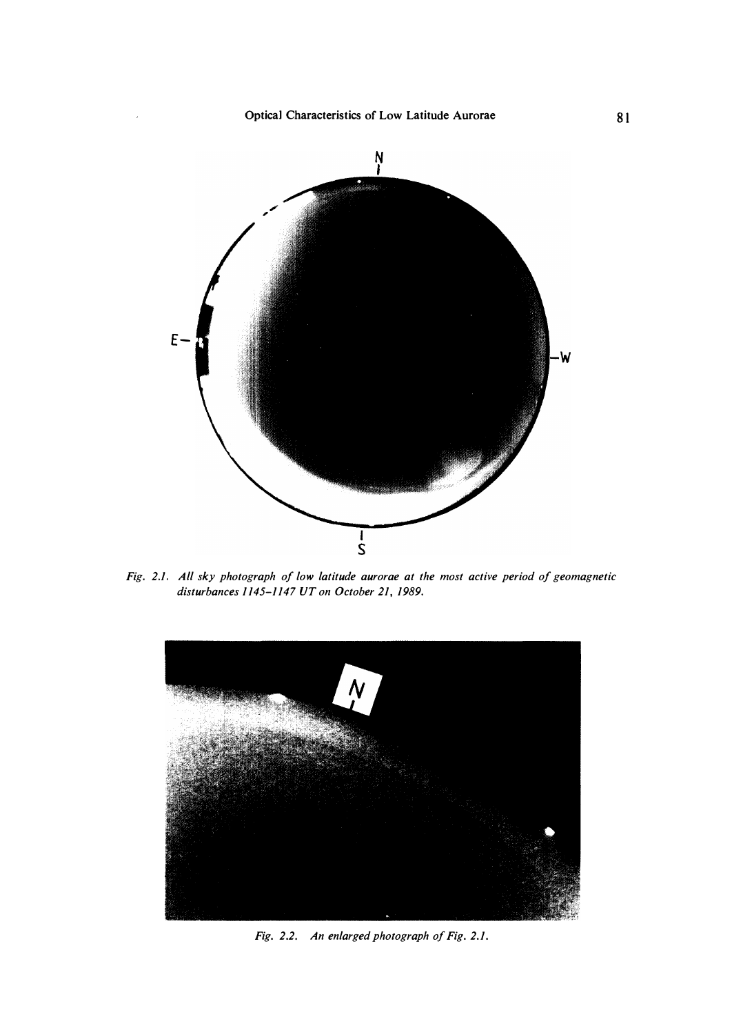*Fig. 2.1. All sky photograph of low latitude aurorae at the most active period of geomagnetic disturbances 1145–1147 UT on October 21, 1989.*

*Fig. 2.2. An enlarged photograph of Fig. 2.1.*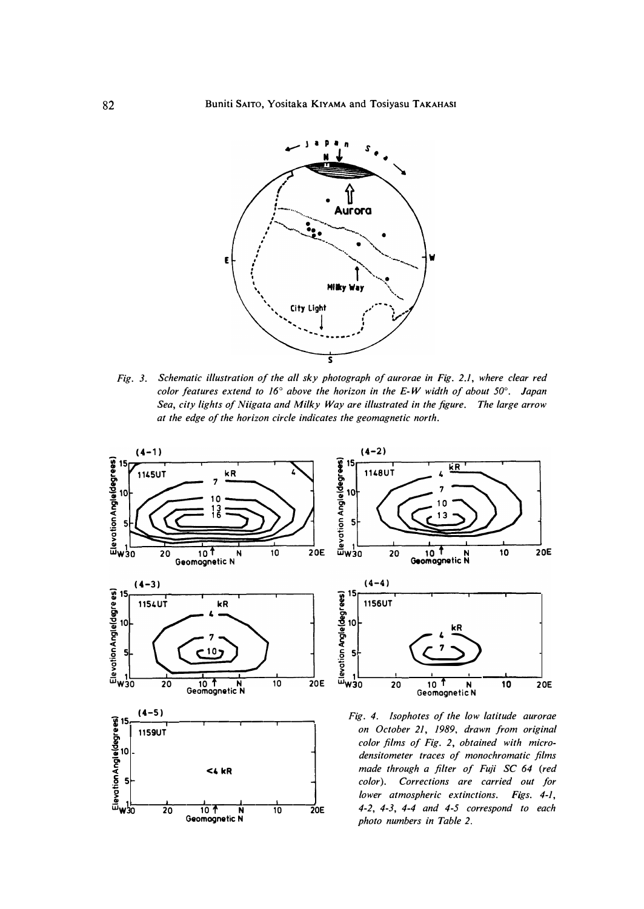*Fig. 3. Schematic illustration of the all sky photograph of aurorae in Fig. 2.1, where clear red color features extend to 16° above the horizon in the E-W width of about 50°. Japan Sea, city lights of Niigata and Milky Way are illustrated in the figure. The large arrow at the edge of the horizon circle indicates the geomagnetic north.*

*Fig. 4. Isophotes of the low latitude aurorae on October 21, 1989, drawn from original color films of Fig. 2, obtained with microdensitometer traces of monochromatic films made through a filter of Fuji SC 64 (red color). Corrections are carried out for lower atmospheric extinctions. Figs. 4-1, 4-2, 4-3, 4-4 and 4-5 correspond to each photo numbers in Table 2.*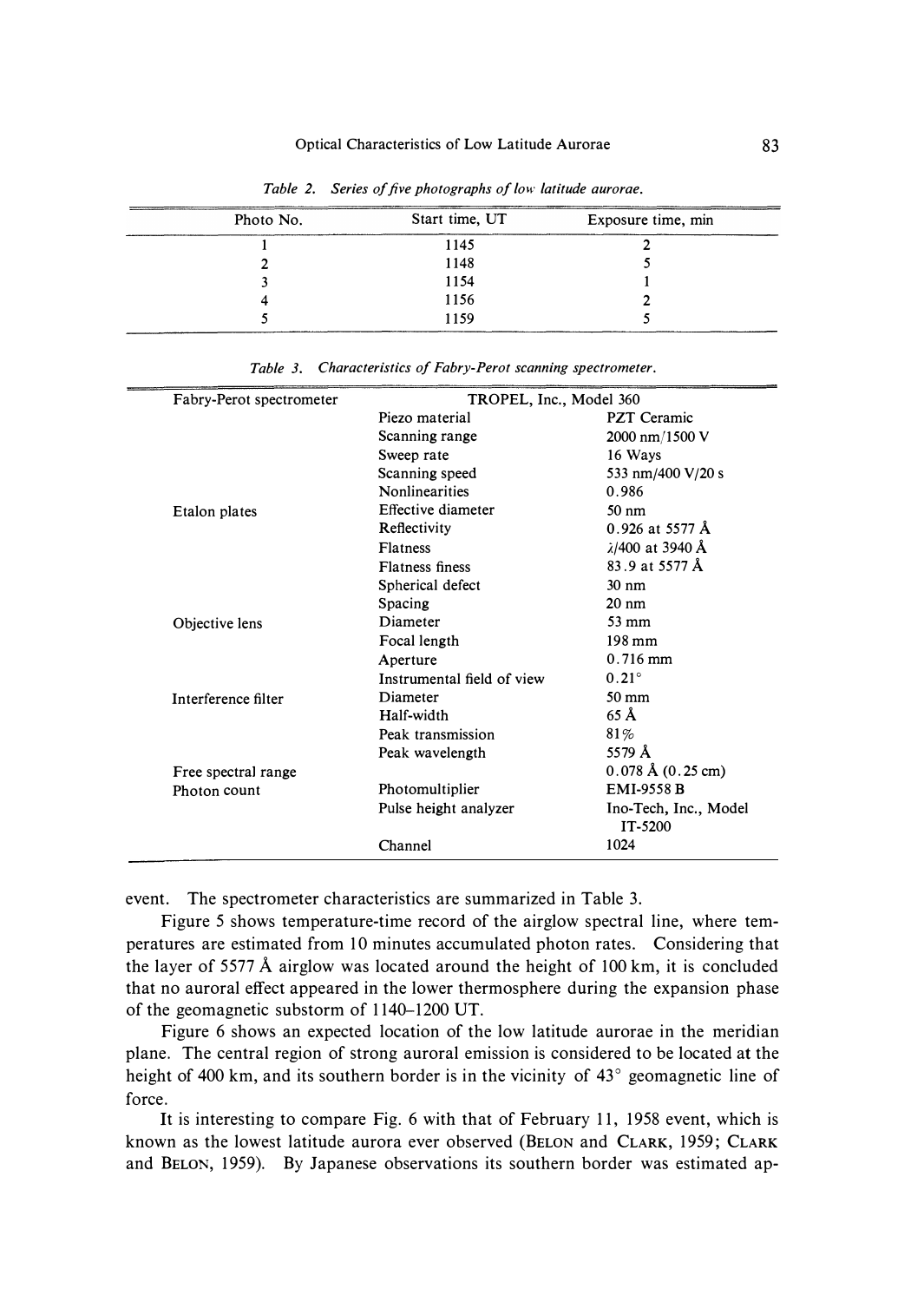*Table 2. Series of five photographs of low latitude aurorae.*

| Photo No. | Start time, UT | Exposure time, min |
|---|---|---|
| 1 | 1145 | 2 |
| 2 | 1148 | 5 |
| 3 | 1154 | 1 |
| 4 | 1156 | 2 |
| 5 | 1159 | 5 |

*Table 3. Characteristics of Fabry-Perot scanning spectrometer.*

| | | |
|---|---|---|
| Fabry-Perot spectrometer | TROPEL, Inc., Model 360 | |
| | Piezo material | PZT Ceramic |
| | Scanning range | 2000 nm/1500 V |
| | Sweep rate | 16 Ways |
| | Scanning speed | 533 nm/400 V/20 s |
| | Nonlinearities | 0.986 |
| Etalon plates | Effective diameter | 50 nm |
| | Reflectivity | 0.926 at 5577 Å |
| | Flatness | $\lambda$/400 at 3940 Å |
| | Flatness finess | 83.9 at 5577 Å |
| | Spherical defect | 30 nm |
| | Spacing | 20 nm |
| Objective lens | Diameter | 53 mm |
| | Focal length | 198 mm |
| | Aperture | 0.716 mm |
| | Instrumental field of view | 0.21° |
| Interference filter | Diameter | 50 mm |
| | Half-width | 65 Å |
| | Peak transmission | 81% |
| | Peak wavelength | 5579 Å |
| Free spectral range | | 0.078 Å (0.25 cm) |
| Photon count | Photomultiplier | EMI-9558 B |
| | Pulse height analyzer | Ino-Tech, Inc., Model IT-5200 |
| | Channel | 1024 |

event. The spectrometer characteristics are summarized in Table 3.

Figure 5 shows temperature-time record of the airglow spectral line, where temperatures are estimated from 10 minutes accumulated photon rates. Considering that the layer of 5577 Å airglow was located around the height of 100 km, it is concluded that no auroral effect appeared in the lower thermosphere during the expansion phase of the geomagnetic substorm of 1140–1200 UT.

Figure 6 shows an expected location of the low latitude aurorae in the meridian plane. The central region of strong auroral emission is considered to be located at the height of 400 km, and its southern border is in the vicinity of 43° geomagnetic line of force.

It is interesting to compare Fig. 6 with that of February 11, 1958 event, which is known as the lowest latitude aurora ever observed (BELON and CLARK, 1959; CLARK and BELON, 1959). By Japanese observations its southern border was estimated ap-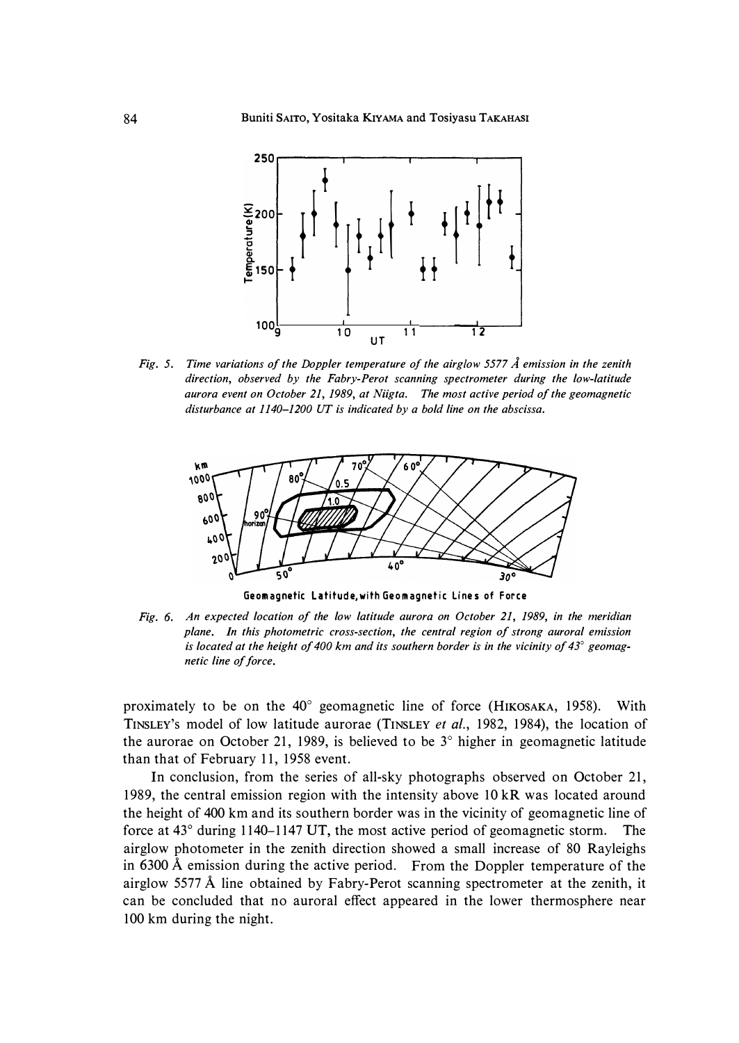*Fig. 5. Time variations of the Doppler temperature of the airglow 5577 Å emission in the zenith direction, observed by the Fabry-Perot scanning spectrometer during the low-latitude aurora event on October 21, 1989, at Niigta. The most active period of the geomagnetic disturbance at 1140–1200 UT is indicated by a bold line on the abscissa.*

*Fig. 6. An expected location of the low latitude aurora on October 21, 1989, in the meridian plane. In this photometric cross-section, the central region of strong auroral emission is located at the height of 400 km and its southern border is in the vicinity of 43° geomagnetic line of force.*

proximately to be on the 40° geomagnetic line of force (HIKOSAKA, 1958). With TINSLEY's model of low latitude aurorae (TINSLEY *et al.*, 1982, 1984), the location of the aurorae on October 21, 1989, is believed to be 3° higher in geomagnetic latitude than that of February 11, 1958 event.

In conclusion, from the series of all-sky photographs observed on October 21, 1989, the central emission region with the intensity above 10 kR was located around the height of 400 km and its southern border was in the vicinity of geomagnetic line of force at 43° during 1140–1147 UT, the most active period of geomagnetic storm. The airglow photometer in the zenith direction showed a small increase of 80 Rayleighs in 6300 Å emission during the active period. From the Doppler temperature of the airglow 5577 Å line obtained by Fabry-Perot scanning spectrometer at the zenith, it can be concluded that no auroral effect appeared in the lower thermosphere near 100 km during the night.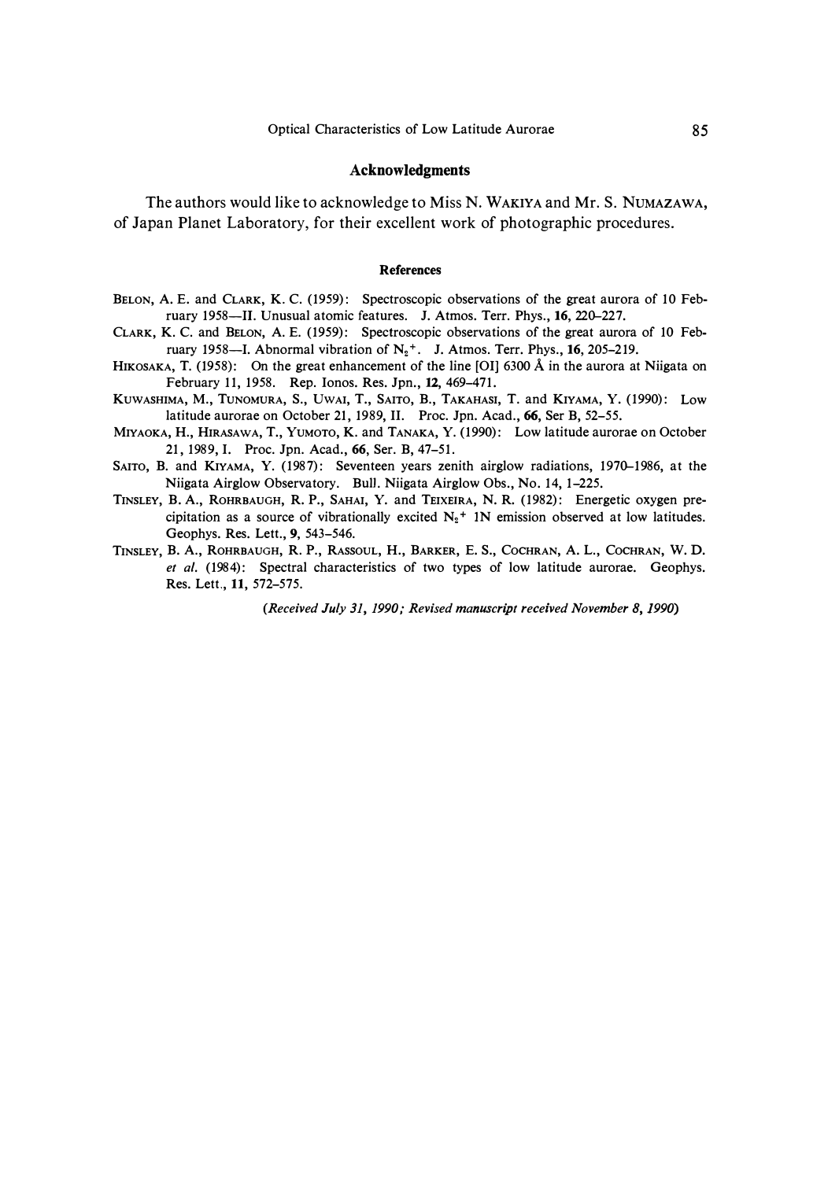## Acknowledgments

The authors would like to acknowledge to Miss N. WAKIYA and Mr. S. NUMAZAWA, of Japan Planet Laboratory, for their excellent work of photographic procedures.

## References

BELON, A. E. and CLARK, K. C. (1959): Spectroscopic observations of the great aurora of 10 February 1958—II. Unusual atomic features. J. Atmos. Terr. Phys., **16**, 220–227.

CLARK, K. C. and BELON, A. E. (1959): Spectroscopic observations of the great aurora of 10 February 1958—I. Abnormal vibration of $N_2^+$. J. Atmos. Terr. Phys., **16**, 205–219.

HIKOSAKA, T. (1958): On the great enhancement of the line [OI] 6300 Å in the aurora at Niigata on February 11, 1958. Rep. Ionos. Res. Jpn., **12**, 469–471.

KUWASHIMA, M., TUNOMURA, S., UWAI, T., SAITO, B., TAKAHASI, T. and KIYAMA, Y. (1990): Low latitude aurorae on October 21, 1989, II. Proc. Jpn. Acad., **66**, Ser B, 52–55.

MIYAOKA, H., HIRASAWA, T., YUMOTO, K. and TANAKA, Y. (1990): Low latitude aurorae on October 21, 1989, I. Proc. Jpn. Acad., **66**, Ser. B, 47–51.

SAITO, B. and KIYAMA, Y. (1987): Seventeen years zenith airglow radiations, 1970–1986, at the Niigata Airglow Observatory. Bull. Niigata Airglow Obs., No. 14, 1–225.

TINSLEY, B. A., ROHRBAUGH, R. P., SAHAI, Y. and TEIXEIRA, N. R. (1982): Energetic oxygen precipitation as a source of vibrationally excited $N_2^+$ 1N emission observed at low latitudes. Geophys. Res. Lett., **9**, 543–546.

TINSLEY, B. A., ROHRBAUGH, R. P., RASSOUL, H., BARKER, E. S., COCHRAN, A. L., COCHRAN, W. D. *et al.* (1984): Spectral characteristics of two types of low latitude aurorae. Geophys. Res. Lett., **11**, 572–575.

*(Received July 31, 1990; Revised manuscript received November 8, 1990)*